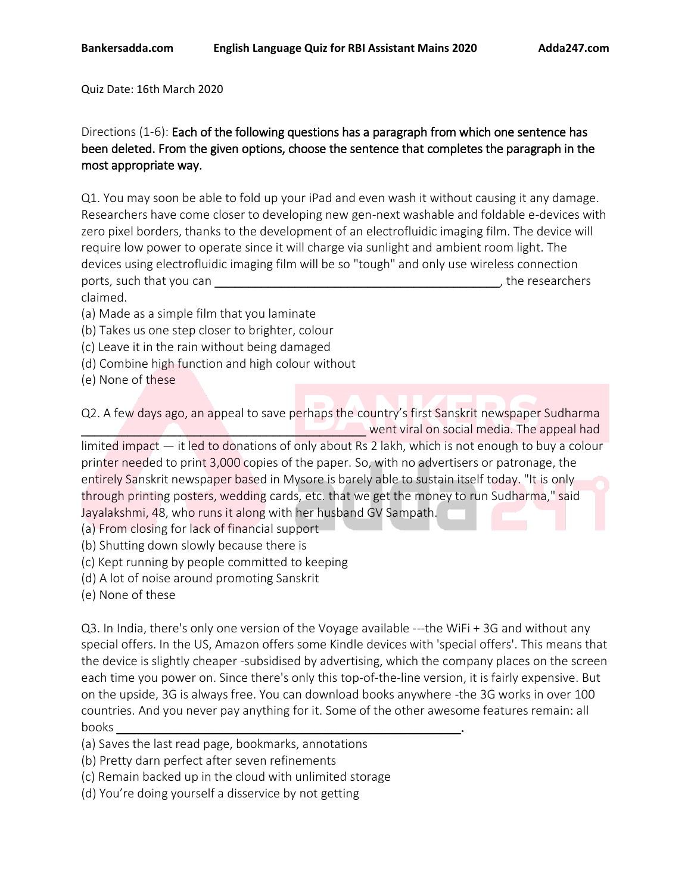Quiz Date: 16th March 2020

Directions (1-6): Each of the following questions has a paragraph from which one sentence has been deleted. From the given options, choose the sentence that completes the paragraph in the most appropriate way.

Q1. You may soon be able to fold up your iPad and even wash it without causing it any damage. Researchers have come closer to developing new gen-next washable and foldable e-devices with zero pixel borders, thanks to the development of an electrofluidic imaging film. The device will require low power to operate since it will charge via sunlight and ambient room light. The devices using electrofluidic imaging film will be so "tough" and only use wireless connection ports, such that you can ________________________________________, the researchers claimed.

(a) Made as a simple film that you laminate
(b) Takes us one step closer to brighter, colour
(c) Leave it in the rain without being damaged
(d) Combine high function and high colour without
(e) None of these

Q2. A few days ago, an appeal to save perhaps the country's first Sanskrit newspaper Sudharma ________________________________________ went viral on social media. The appeal had limited impact — it led to donations of only about Rs 2 lakh, which is not enough to buy a colour printer needed to print 3,000 copies of the paper. So, with no advertisers or patronage, the entirely Sanskrit newspaper based in Mysore is barely able to sustain itself today. "It is only through printing posters, wedding cards, etc. that we get the money to run Sudharma," said Jayalakshmi, 48, who runs it along with her husband GV Sampath.

(a) From closing for lack of financial support
(b) Shutting down slowly because there is
(c) Kept running by people committed to keeping
(d) A lot of noise around promoting Sanskrit
(e) None of these

Q3. In India, there's only one version of the Voyage available ---the WiFi + 3G and without any special offers. In the US, Amazon offers some Kindle devices with 'special offers'. This means that the device is slightly cheaper -subsidised by advertising, which the company places on the screen each time you power on. Since there's only this top-of-the-line version, it is fairly expensive. But on the upside, 3G is always free. You can download books anywhere -the 3G works in over 100 countries. And you never pay anything for it. Some of the other awesome features remain: all books ________________________________________.

(a) Saves the last read page, bookmarks, annotations
(b) Pretty darn perfect after seven refinements
(c) Remain backed up in the cloud with unlimited storage
(d) You're doing yourself a disservice by not getting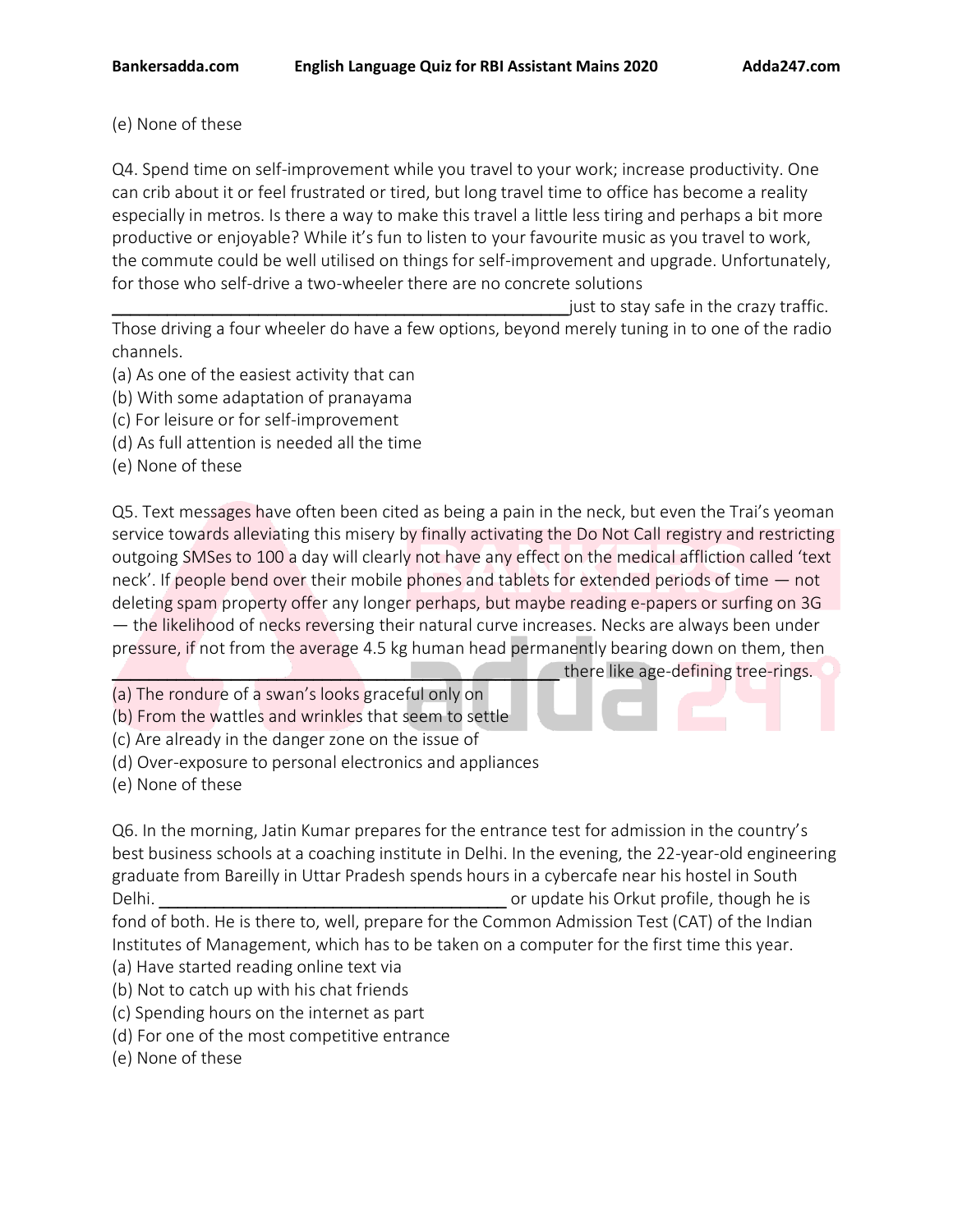(e) None of these

Q4. Spend time on self-improvement while you travel to your work; increase productivity. One can crib about it or feel frustrated or tired, but long travel time to office has become a reality especially in metros. Is there a way to make this travel a little less tiring and perhaps a bit more productive or enjoyable? While it's fun to listen to your favourite music as you travel to work, the commute could be well utilised on things for self-improvement and upgrade. Unfortunately, for those who self-drive a two-wheeler there are no concrete solutions ____________________________________________ just to stay safe in the crazy traffic. Those driving a four wheeler do have a few options, beyond merely tuning in to one of the radio channels.

(a) As one of the easiest activity that can
(b) With some adaptation of pranayama
(c) For leisure or for self-improvement
(d) As full attention is needed all the time
(e) None of these

Q5. Text messages have often been cited as being a pain in the neck, but even the Trai's yeoman service towards alleviating this misery by finally activating the Do Not Call registry and restricting outgoing SMSes to 100 a day will clearly not have any effect on the medical affliction called 'text neck'. If people bend over their mobile phones and tablets for extended periods of time — not deleting spam property offer any longer perhaps, but maybe reading e-papers or surfing on 3G — the likelihood of necks reversing their natural curve increases. Necks are always been under pressure, if not from the average 4.5 kg human head permanently bearing down on them, then ____________________________________________ there like age-defining tree-rings.

(a) The rondure of a swan's looks graceful only on
(b) From the wattles and wrinkles that seem to settle
(c) Are already in the danger zone on the issue of
(d) Over-exposure to personal electronics and appliances
(e) None of these

Q6. In the morning, Jatin Kumar prepares for the entrance test for admission in the country's best business schools at a coaching institute in Delhi. In the evening, the 22-year-old engineering graduate from Bareilly in Uttar Pradesh spends hours in a cybercafe near his hostel in South Delhi. ________________________________ or update his Orkut profile, though he is fond of both. He is there to, well, prepare for the Common Admission Test (CAT) of the Indian Institutes of Management, which has to be taken on a computer for the first time this year.

(a) Have started reading online text via
(b) Not to catch up with his chat friends
(c) Spending hours on the internet as part
(d) For one of the most competitive entrance
(e) None of these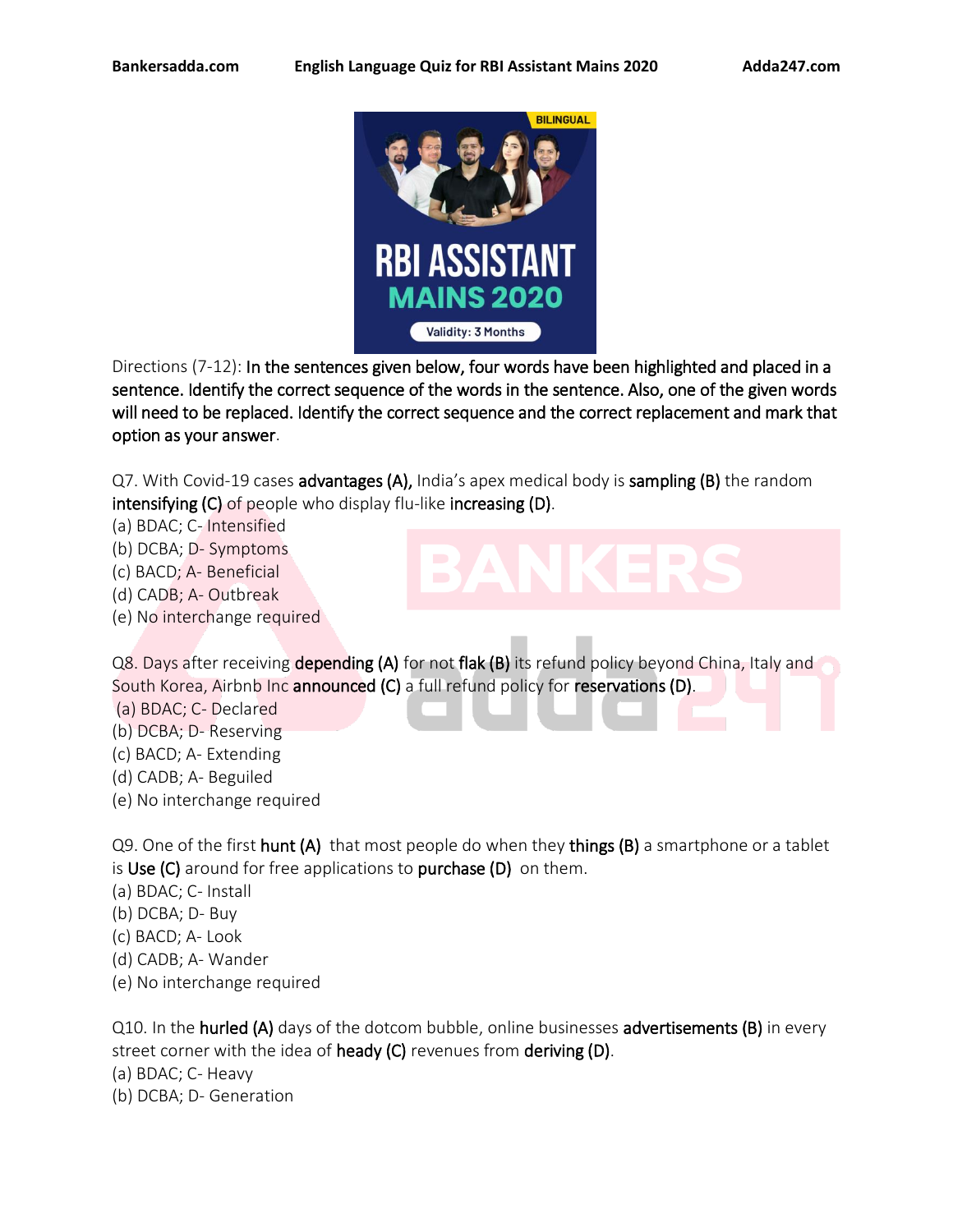Directions (7-12): **In the sentences given below, four words have been highlighted and placed in a sentence. Identify the correct sequence of the words in the sentence. Also, one of the given words will need to be replaced. Identify the correct sequence and the correct replacement and mark that option as your answer**.

Q7. With Covid-19 cases **advantages (A),** India's apex medical body is **sampling (B)** the random **intensifying (C)** of people who display flu-like **increasing (D)**.

(a) BDAC; C- Intensified
(b) DCBA; D- Symptoms
(c) BACD; A- Beneficial
(d) CADB; A- Outbreak
(e) No interchange required

Q8. Days after receiving **depending (A)** for not **flak (B)** its refund policy beyond China, Italy and South Korea, Airbnb Inc **announced (C)** a full refund policy for **reservations (D)**.

(a) BDAC; C- Declared
(b) DCBA; D- Reserving
(c) BACD; A- Extending
(d) CADB; A- Beguiled
(e) No interchange required

Q9. One of the first **hunt (A)** that most people do when they **things (B)** a smartphone or a tablet is **Use (C)** around for free applications to **purchase (D)** on them.

(a) BDAC; C- Install
(b) DCBA; D- Buy
(c) BACD; A- Look
(d) CADB; A- Wander
(e) No interchange required

Q10. In the **hurled (A)** days of the dotcom bubble, online businesses **advertisements (B)** in every street corner with the idea of **heady (C)** revenues from **deriving (D)**.

(a) BDAC; C- Heavy
(b) DCBA; D- Generation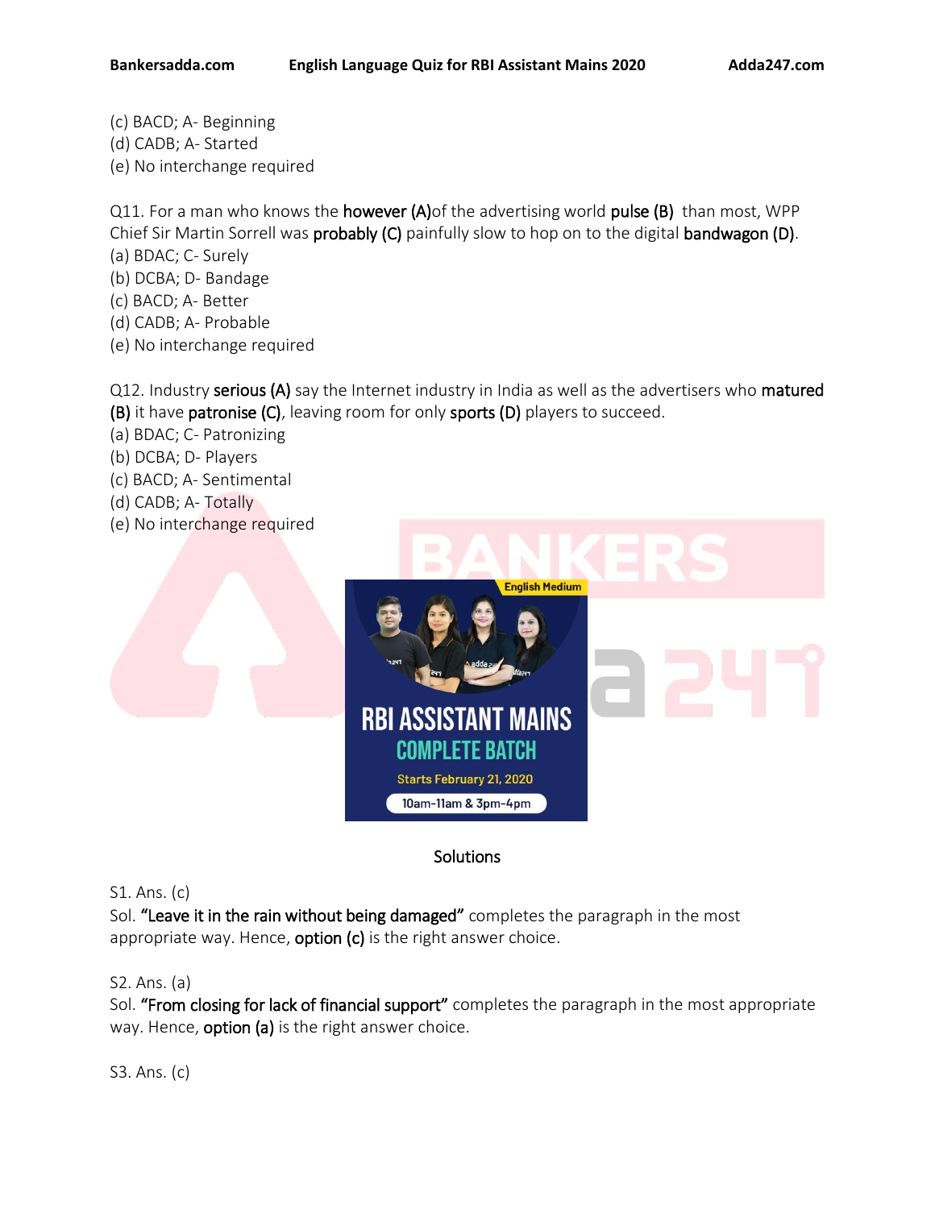(c) BACD; A- Beginning
(d) CADB; A- Started
(e) No interchange required

Q11. For a man who knows the **however (A)**of the advertising world **pulse (B)** than most, WPP Chief Sir Martin Sorrell was **probably (C)** painfully slow to hop on to the digital **bandwagon (D)**.
(a) BDAC; C- Surely
(b) DCBA; D- Bandage
(c) BACD; A- Better
(d) CADB; A- Probable
(e) No interchange required

Q12. Industry **serious (A)** say the Internet industry in India as well as the advertisers who **matured (B)** it have **patronise (C)**, leaving room for only **sports (D)** players to succeed.
(a) BDAC; C- Patronizing
(b) DCBA; D- Players
(c) BACD; A- Sentimental
(d) CADB; A- Totally
(e) No interchange required

## Solutions

S1. Ans. (c)
Sol. **"Leave it in the rain without being damaged"** completes the paragraph in the most appropriate way. Hence, **option (c)** is the right answer choice.

S2. Ans. (a)
Sol. **"From closing for lack of financial support"** completes the paragraph in the most appropriate way. Hence, **option (a)** is the right answer choice.

S3. Ans. (c)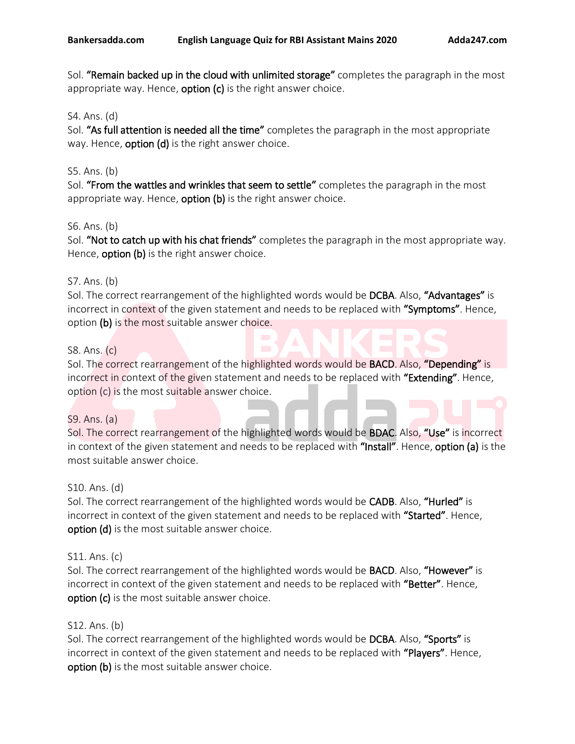Sol. **"Remain backed up in the cloud with unlimited storage"** completes the paragraph in the most appropriate way. Hence, **option (c)** is the right answer choice.

S4. Ans. (d)
Sol. **"As full attention is needed all the time"** completes the paragraph in the most appropriate way. Hence, **option (d)** is the right answer choice.

S5. Ans. (b)
Sol. **"From the wattles and wrinkles that seem to settle"** completes the paragraph in the most appropriate way. Hence, **option (b)** is the right answer choice.

S6. Ans. (b)
Sol. **"Not to catch up with his chat friends"** completes the paragraph in the most appropriate way. Hence, **option (b)** is the right answer choice.

S7. Ans. (b)
Sol. The correct rearrangement of the highlighted words would be **DCBA**. Also, **"Advantages"** is incorrect in context of the given statement and needs to be replaced with **"Symptoms"**. Hence, option **(b)** is the most suitable answer choice.

S8. Ans. (c)
Sol. The correct rearrangement of the highlighted words would be **BACD**. Also, **"Depending"** is incorrect in context of the given statement and needs to be replaced with **"Extending"**. Hence, option (c) is the most suitable answer choice.

S9. Ans. (a)
Sol. The correct rearrangement of the highlighted words would be **BDAC**. Also, **"Use"** is incorrect in context of the given statement and needs to be replaced with **"Install"**. Hence, **option (a)** is the most suitable answer choice.

S10. Ans. (d)
Sol. The correct rearrangement of the highlighted words would be **CADB**. Also, **"Hurled"** is incorrect in context of the given statement and needs to be replaced with **"Started"**. Hence, **option (d)** is the most suitable answer choice.

S11. Ans. (c)
Sol. The correct rearrangement of the highlighted words would be **BACD**. Also, **"However"** is incorrect in context of the given statement and needs to be replaced with **"Better"**. Hence, **option (c)** is the most suitable answer choice.

S12. Ans. (b)
Sol. The correct rearrangement of the highlighted words would be **DCBA**. Also, **"Sports"** is incorrect in context of the given statement and needs to be replaced with **"Players"**. Hence, **option (b)** is the most suitable answer choice.